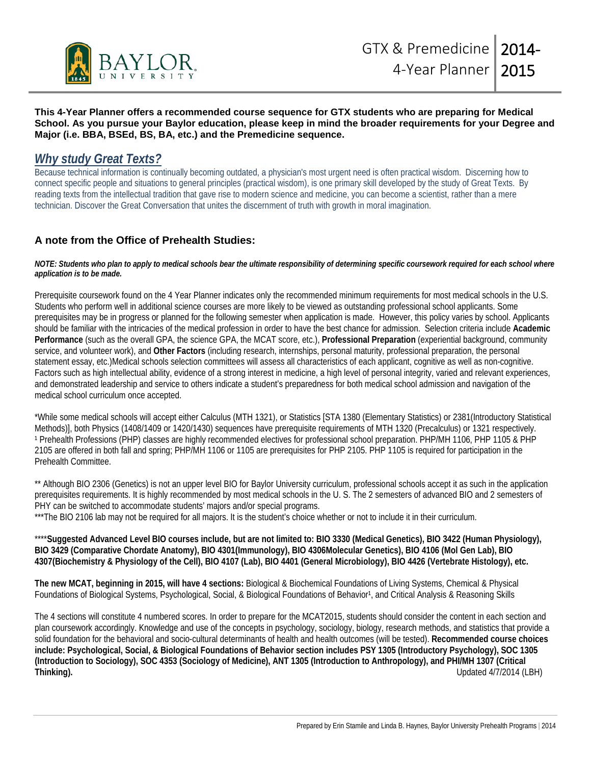# GTX & Premedicine 4-Year Planner 2014-2015

**This 4-Year Planner offers a recommended course sequence for GTX students who are preparing for Medical School. As you pursue your Baylor education, please keep in mind the broader requirements for your Degree and Major (i.e. BBA, BSEd, BS, BA, etc.) and the Premedicine sequence.**

## *Why study Great Texts?*

Because technical information is continually becoming outdated, a physician's most urgent need is often practical wisdom. Discerning how to connect specific people and situations to general principles (practical wisdom), is one primary skill developed by the study of Great Texts. By reading texts from the intellectual tradition that gave rise to modern science and medicine, you can become a scientist, rather than a mere technician. Discover the Great Conversation that unites the discernment of truth with growth in moral imagination.

### A note from the Office of Prehealth Studies:

***NOTE: Students who plan to apply to medical schools bear the ultimate responsibility of determining specific coursework required for each school where application is to be made.***

Prerequisite coursework found on the 4 Year Planner indicates only the recommended minimum requirements for most medical schools in the U.S. Students who perform well in additional science courses are more likely to be viewed as outstanding professional school applicants. Some prerequisites may be in progress or planned for the following semester when application is made. However, this policy varies by school. Applicants should be familiar with the intricacies of the medical profession in order to have the best chance for admission. Selection criteria include **Academic Performance** (such as the overall GPA, the science GPA, the MCAT score, etc.), **Professional Preparation** (experiential background, community service, and volunteer work), and **Other Factors** (including research, internships, personal maturity, professional preparation, the personal statement essay, etc.)Medical schools selection committees will assess all characteristics of each applicant, cognitive as well as non-cognitive. Factors such as high intellectual ability, evidence of a strong interest in medicine, a high level of personal integrity, varied and relevant experiences, and demonstrated leadership and service to others indicate a student's preparedness for both medical school admission and navigation of the medical school curriculum once accepted.

*While some medical schools will accept either Calculus (MTH 1321), or Statistics [STA 1380 (Elementary Statistics) or 2381(Introductory Statistical Methods)], both Physics (1408/1409 or 1420/1430) sequences have prerequisite requirements of MTH 1320 (Precalculus) or 1321 respectively.
[1] Prehealth Professions (PHP) classes are highly recommended electives for professional school preparation. PHP/MH 1106, PHP 1105 & PHP 2105 are offered in both fall and spring; PHP/MH 1106 or 1105 are prerequisites for PHP 2105. PHP 1105 is required for participation in the Prehealth Committee.

** Although BIO 2306 (Genetics) is not an upper level BIO for Baylor University curriculum, professional schools accept it as such in the application prerequisites requirements. It is highly recommended by most medical schools in the U. S. The 2 semesters of advanced BIO and 2 semesters of PHY can be switched to accommodate students' majors and/or special programs.
***The BIO 2106 lab may not be required for all majors. It is the student's choice whether or not to include it in their curriculum.

****Suggested Advanced Level BIO courses include, but are not limited to: BIO 3330 (Medical Genetics), BIO 3422 (Human Physiology), BIO 3429 (Comparative Chordate Anatomy), BIO 4301(Immunology), BIO 4306Molecular Genetics), BIO 4106 (Mol Gen Lab), BIO 4307(Biochemistry & Physiology of the Cell), BIO 4107 (Lab), BIO 4401 (General Microbiology), BIO 4426 (Vertebrate Histology), etc.**

**The new MCAT, beginning in 2015, will have 4 sections:** Biological & Biochemical Foundations of Living Systems, Chemical & Physical Foundations of Biological Systems, Psychological, Social, & Biological Foundations of Behavior[1], and Critical Analysis & Reasoning Skills

The 4 sections will constitute 4 numbered scores. In order to prepare for the MCAT2015, students should consider the content in each section and plan coursework accordingly. Knowledge and use of the concepts in psychology, sociology, biology, research methods, and statistics that provide a solid foundation for the behavioral and socio-cultural determinants of health and health outcomes (will be tested). **Recommended course choices include: Psychological, Social, & Biological Foundations of Behavior section includes PSY 1305 (Introductory Psychology), SOC 1305 (Introduction to Sociology), SOC 4353 (Sociology of Medicine), ANT 1305 (Introduction to Anthropology), and PHI/MH 1307 (Critical Thinking).** Updated 4/7/2014 (LBH)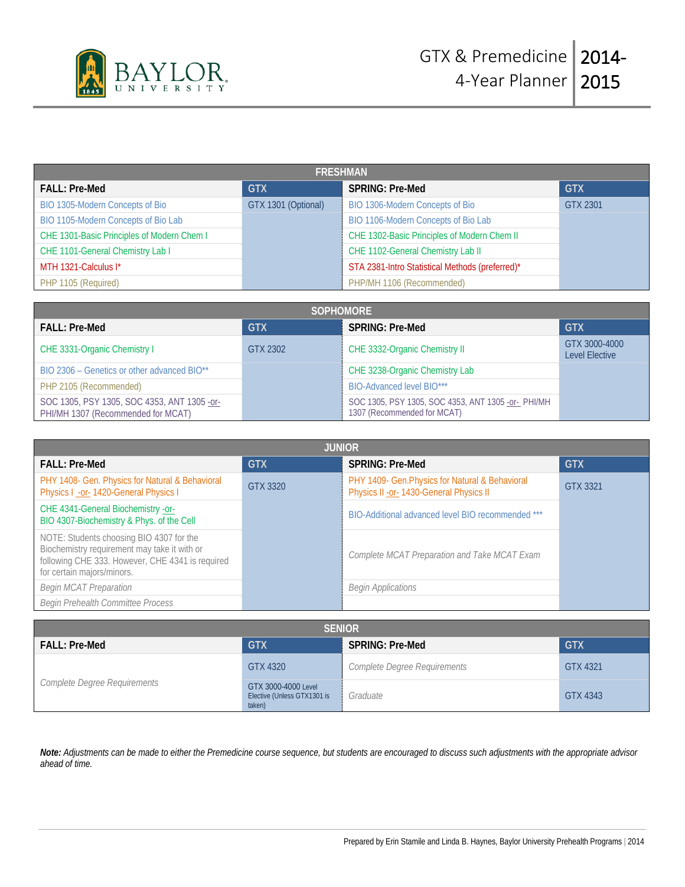# GTX & Premedicine 4-Year Planner 2014-2015

| FRESHMAN | | | |
|---|---|---|---|
| **FALL: Pre-Med** | **GTX** | **SPRING: Pre-Med** | **GTX** |
| BIO 1305-Modern Concepts of Bio | GTX 1301 (Optional) | BIO 1306-Modern Concepts of Bio | GTX 2301 |
| BIO 1105-Modern Concepts of Bio Lab | | BIO 1106-Modern Concepts of Bio Lab | |
| CHE 1301-Basic Principles of Modern Chem I | | CHE 1302-Basic Principles of Modern Chem II | |
| CHE 1101-General Chemistry Lab I | | CHE 1102-General Chemistry Lab II | |
| MTH 1321-Calculus I* | | STA 2381-Intro Statistical Methods (preferred)* | |
| PHP 1105 (Required) | | PHP/MH 1106 (Recommended) | |

| SOPHOMORE | | | |
|---|---|---|---|
| **FALL: Pre-Med** | **GTX** | **SPRING: Pre-Med** | **GTX** |
| CHE 3331-Organic Chemistry I | GTX 2302 | CHE 3332-Organic Chemistry II | GTX 3000-4000 Level Elective |
| BIO 2306 – Genetics or other advanced BIO** | | CHE 3238-Organic Chemistry Lab | |
| PHP 2105 (Recommended) | | BIO-Advanced level BIO*** | |
| SOC 1305, PSY 1305, SOC 4353, ANT 1305 -or- PHI/MH 1307 (Recommended for MCAT) | | SOC 1305, PSY 1305, SOC 4353, ANT 1305 -or- PHI/MH 1307 (Recommended for MCAT) | |

| JUNIOR | | | |
|---|---|---|---|
| **FALL: Pre-Med** | **GTX** | **SPRING: Pre-Med** | **GTX** |
| PHY 1408- Gen. Physics for Natural & Behavioral Physics I -or- 1420-General Physics I | GTX 3320 | PHY 1409- Gen.Physics for Natural & Behavioral Physics II -or- 1430-General Physics II | GTX 3321 |
| CHE 4341-General Biochemistry -or- BIO 4307-Biochemistry & Phys. of the Cell | | BIO-Additional advanced level BIO recommended *** | |
| NOTE: Students choosing BIO 4307 for the Biochemistry requirement may take it with or following CHE 333. However, CHE 4341 is required for certain majors/minors. | | *Complete MCAT Preparation and Take MCAT Exam* | |
| *Begin MCAT Preparation* | | *Begin Applications* | |
| *Begin Prehealth Committee Process* | | | |

| SENIOR | | | |
|---|---|---|---|
| **FALL: Pre-Med** | **GTX** | **SPRING: Pre-Med** | **GTX** |
| *Complete Degree Requirements* | GTX 4320 | *Complete Degree Requirements* | GTX 4321 |
| | GTX 3000-4000 Level Elective (Unless GTX1301 is taken) | *Graduate* | GTX 4343 |

***Note:*** *Adjustments can be made to either the Premedicine course sequence, but students are encouraged to discuss such adjustments with the appropriate advisor ahead of time.*

Prepared by Erin Stamile and Linda B. Haynes, Baylor University Prehealth Programs | 2014